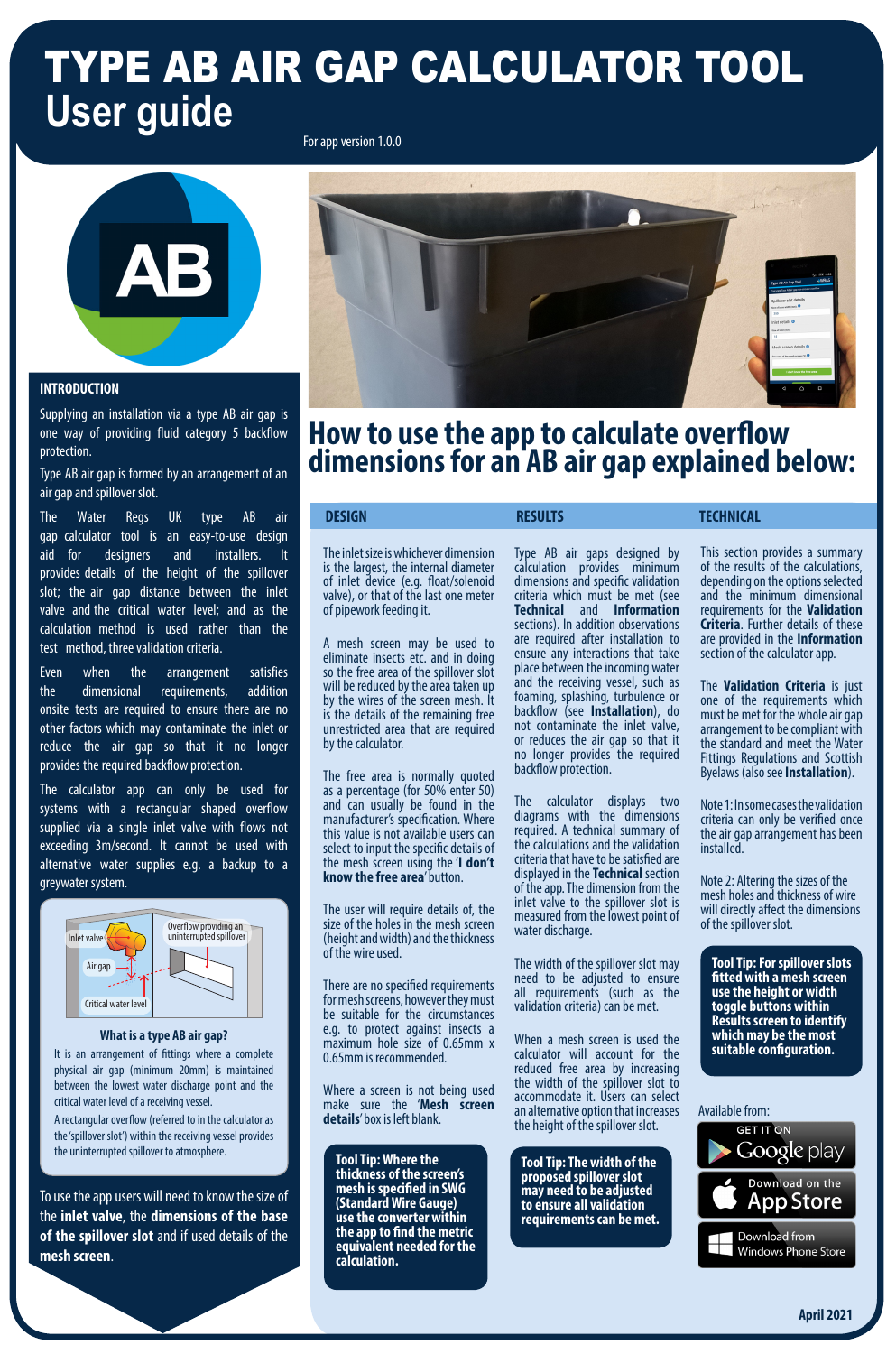# TYPE AB AIR GAP CALCULATOR TOOL

## User guide

For app version 1.0.0

### INTRODUCTION

Supplying an installation via a type AB air gap is one way of providing fluid category 5 backflow protection.

Type AB air gap is formed by an arrangement of an air gap and spillover slot.

The Water Regs UK type AB air gap calculator tool is an easy-to-use design aid for designers and installers. It provides details of the height of the spillover slot; the air gap distance between the inlet valve and the critical water level; and as the calculation method is used rather than the test method, three validation criteria.

Even when the arrangement satisfies the dimensional requirements, addition onsite tests are required to ensure there are no other factors which may contaminate the inlet or reduce the air gap so that it no longer provides the required backflow protection.

The calculator app can only be used for systems with a rectangular shaped overflow supplied via a single inlet valve with flows not exceeding 3m/second. It cannot be used with alternative water supplies e.g. a backup to a greywater system.

Inlet valve

Overflow providing an uninterrupted spillover

Air gap

Critical water level

**What is a type AB air gap?**

It is an arrangement of fittings where a complete physical air gap (minimum 20mm) is maintained between the lowest water discharge point and the critical water level of a receiving vessel.

A rectangular overflow (referred to in the calculator as the 'spillover slot') within the receiving vessel provides the uninterrupted spillover to atmosphere.

To use the app users will need to know the size of the **inlet valve**, the **dimensions of the base of the spillover slot** and if used details of the **mesh screen**.

## How to use the app to calculate overflow dimensions for an AB air gap explained below:

### DESIGN

The inlet size is whichever dimension is the largest, the internal diameter of inlet device (e.g. float/solenoid valve), or that of the last one meter of pipework feeding it.

A mesh screen may be used to eliminate insects etc. and in doing so the free area of the spillover slot will be reduced by the area taken up by the wires of the screen mesh. It is the details of the remaining free unrestricted area that are required by the calculator.

The free area is normally quoted as a percentage (for 50% enter 50) and can usually be found in the manufacturer's specification. Where this value is not available users can select to input the specific details of the mesh screen using the '**I don't know the free area**' button.

The user will require details of, the size of the holes in the mesh screen (height and width) and the thickness of the wire used.

There are no specified requirements for mesh screens, however they must be suitable for the circumstances e.g. to protect against insects a maximum hole size of 0.65mm x 0.65mm is recommended.

Where a screen is not being used make sure the '**Mesh screen details**' box is left blank.

**Tool Tip: Where the thickness of the screen's mesh is specified in SWG (Standard Wire Gauge) use the converter within the app to find the metric equivalent needed for the calculation.**

### RESULTS

Type AB air gaps designed by calculation provides minimum dimensions and specific validation criteria which must be met (see **Technical** and **Information** sections). In addition observations are required after installation to ensure any interactions that take place between the incoming water and the receiving vessel, such as foaming, splashing, turbulence or backflow (see **Installation**), do not contaminate the inlet valve, or reduces the air gap so that it no longer provides the required backflow protection.

The calculator displays two diagrams with the dimensions required. A technical summary of the calculations and the validation criteria that have to be satisfied are displayed in the **Technical** section of the app. The dimension from the inlet valve to the spillover slot is measured from the lowest point of water discharge.

The width of the spillover slot may need to be adjusted to ensure all requirements (such as the validation criteria) can be met.

When a mesh screen is used the calculator will account for the reduced free area by increasing the width of the spillover slot to accommodate it. Users can select an alternative option that increases the height of the spillover slot.

**Tool Tip: The width of the proposed spillover slot may need to be adjusted to ensure all validation requirements can be met.**

### TECHNICAL

This section provides a summary of the results of the calculations, depending on the options selected and the minimum dimensional requirements for the **Validation Criteria**. Further details of these are provided in the **Information** section of the calculator app.

The **Validation Criteria** is just one of the requirements which must be met for the whole air gap arrangement to be compliant with the standard and meet the Water Fittings Regulations and Scottish Byelaws (also see **Installation**).

Note 1: In some cases the validation criteria can only be verified once the air gap arrangement has been installed.

Note 2: Altering the sizes of the mesh holes and thickness of wire will directly affect the dimensions of the spillover slot.

**Tool Tip: For spillover slots fitted with a mesh screen use the height or width toggle buttons within Results screen to identify which may be the most suitable configuration.**

Available from:

- GET IT ON Google play
- Download on the App Store
- Download from Windows Phone Store

April 2021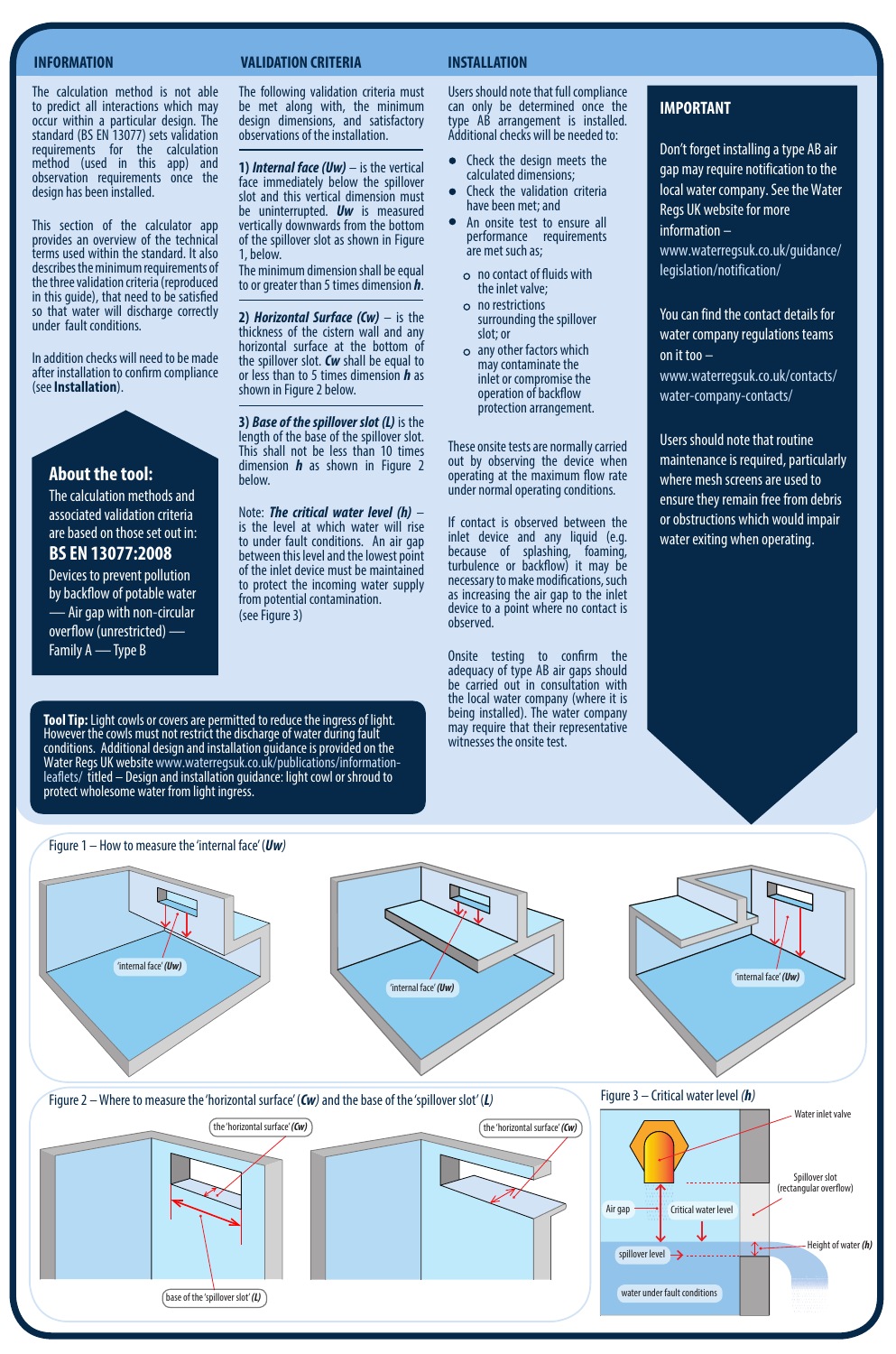## INFORMATION

The calculation method is not able to predict all interactions which may occur within a particular design. The standard (BS EN 13077) sets validation requirements for the calculation method (used in this app) and observation requirements once the design has been installed.

This section of the calculator app provides an overview of the technical terms used within the standard. It also describes the minimum requirements of the three validation criteria (reproduced in this guide), that need to be satisfied so that water will discharge correctly under fault conditions.

In addition checks will need to be made after installation to confirm compliance (see **Installation**).

### About the tool:

The calculation methods and associated validation criteria are based on those set out in:

**BS EN 13077:2008**

Devices to prevent pollution by backflow of potable water — Air gap with non-circular overflow (unrestricted) — Family A — Type B

## VALIDATION CRITERIA

The following validation criteria must be met along with, the minimum design dimensions, and satisfactory observations of the installation.

**1) *Internal face (Uw)*** – is the vertical face immediately below the spillover slot and this vertical dimension must be uninterrupted. ***Uw*** is measured vertically downwards from the bottom of the spillover slot as shown in Figure 1, below.

The minimum dimension shall be equal to or greater than 5 times dimension ***h***.

**2) *Horizontal Surface (Cw)*** – is the thickness of the cistern wall and any horizontal surface at the bottom of the spillover slot. ***Cw*** shall be equal to or less than to 5 times dimension ***h*** as shown in Figure 2 below.

**3) *Base of the spillover slot (L)*** is the length of the base of the spillover slot. This shall not be less than 10 times dimension ***h*** as shown in Figure 2 below.

Note: ***The critical water level (h)*** – is the level at which water will rise to under fault conditions. An air gap between this level and the lowest point of the inlet device must be maintained to protect the incoming water supply from potential contamination.
(see Figure 3)

**Tool Tip:** Light cowls or covers are permitted to reduce the ingress of light. However the cowls must not restrict the discharge of water during fault conditions. Additional design and installation guidance is provided on the Water Regs UK website www.waterregsuk.co.uk/publications/information-leaflets/ titled – Design and installation guidance: light cowl or shroud to protect wholesome water from light ingress.

## INSTALLATION

Users should note that full compliance can only be determined once the type AB arrangement is installed. Additional checks will be needed to:

- Check the design meets the calculated dimensions;
- Check the validation criteria have been met; and
- An onsite test to ensure all performance requirements are met such as;
  - no contact of fluids with the inlet valve;
  - no restrictions surrounding the spillover slot; or
  - any other factors which may contaminate the inlet or compromise the operation of backflow protection arrangement.

These onsite tests are normally carried out by observing the device when operating at the maximum flow rate under normal operating conditions.

If contact is observed between the inlet device and any liquid (e.g. because of splashing, foaming, turbulence or backflow) it may be necessary to make modifications, such as increasing the air gap to the inlet device to a point where no contact is observed.

Onsite testing to confirm the adequacy of type AB air gaps should be carried out in consultation with the local water company (where it is being installed). The water company may require that their representative witnesses the onsite test.

## IMPORTANT

Don't forget installing a type AB air gap may require notification to the local water company. See the Water Regs UK website for more information – www.waterregsuk.co.uk/guidance/legislation/notification/

You can find the contact details for water company regulations teams on it too – www.waterregsuk.co.uk/contacts/water-company-contacts/

Users should note that routine maintenance is required, particularly where mesh screens are used to ensure they remain free from debris or obstructions which would impair water exiting when operating.

Figure 1 – How to measure the 'internal face' (***Uw***)

'internal face' (***Uw***)

'internal face' (***Uw***)

'internal face' (***Uw***)

Figure 2 – Where to measure the 'horizontal surface' (***Cw***) and the base of the 'spillover slot' (***L***)

the 'horizontal surface' (***Cw***)

the 'horizontal surface' (***Cw***)

base of the 'spillover slot' (***L***)

Figure 3 – Critical water level (***h***)

Water inlet valve

Spillover slot (rectangular overflow)

Air gap

Critical water level

Height of water (***h***)

spillover level

water under fault conditions